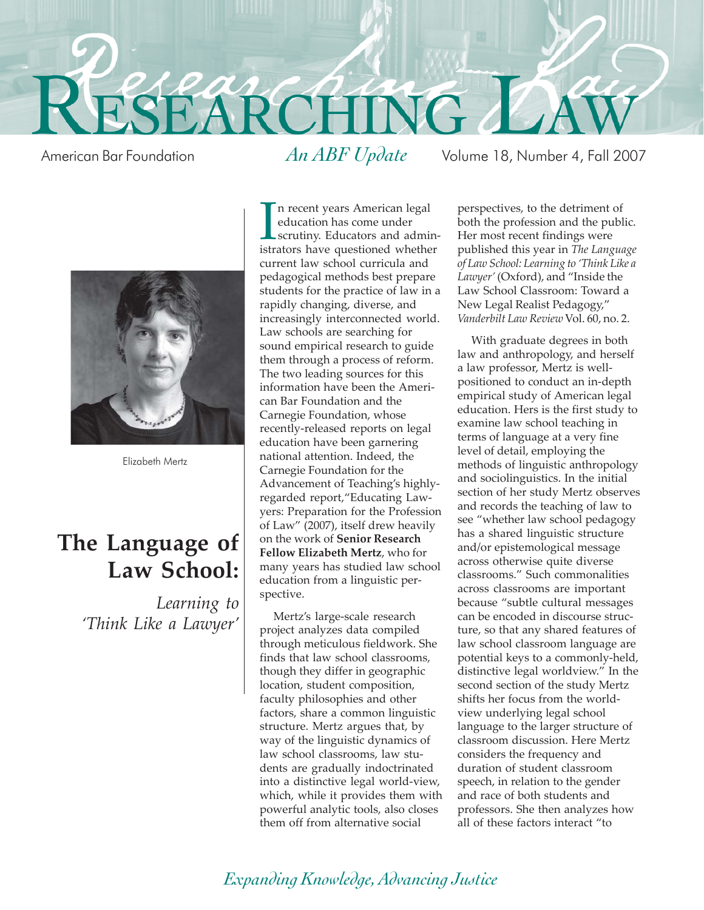# Researching Law

American Bar Foundation

*An ABF Update*

Volume 18, Number 4, Fall 2007

Elizabeth Mertz

## The Language of Law School:

*Learning to 'Think Like a Lawyer'*

In recent years American legal education has come under scrutiny. Educators and administrators have questioned whether current law school curricula and pedagogical methods best prepare students for the practice of law in a rapidly changing, diverse, and increasingly interconnected world. Law schools are searching for sound empirical research to guide them through a process of reform. The two leading sources for this information have been the American Bar Foundation and the Carnegie Foundation, whose recently-released reports on legal education have been garnering national attention. Indeed, the Carnegie Foundation for the Advancement of Teaching's highly-regarded report,"Educating Lawyers: Preparation for the Profession of Law" (2007), itself drew heavily on the work of **Senior Research Fellow Elizabeth Mertz**, who for many years has studied law school education from a linguistic perspective.

Mertz's large-scale research project analyzes data compiled through meticulous fieldwork. She finds that law school classrooms, though they differ in geographic location, student composition, faculty philosophies and other factors, share a common linguistic structure. Mertz argues that, by way of the linguistic dynamics of law school classrooms, law students are gradually indoctrinated into a distinctive legal world-view, which, while it provides them with powerful analytic tools, also closes them off from alternative social perspectives, to the detriment of both the profession and the public. Her most recent findings were published this year in *The Language of Law School: Learning to 'Think Like a Lawyer'* (Oxford), and "Inside the Law School Classroom: Toward a New Legal Realist Pedagogy," *Vanderbilt Law Review* Vol. 60, no. 2.

With graduate degrees in both law and anthropology, and herself a law professor, Mertz is well-positioned to conduct an in-depth empirical study of American legal education. Hers is the first study to examine law school teaching in terms of language at a very fine level of detail, employing the methods of linguistic anthropology and sociolinguistics. In the initial section of her study Mertz observes and records the teaching of law to see "whether law school pedagogy has a shared linguistic structure and/or epistemological message across otherwise quite diverse classrooms." Such commonalities across classrooms are important because "subtle cultural messages can be encoded in discourse structure, so that any shared features of law school classroom language are potential keys to a commonly-held, distinctive legal worldview." In the second section of the study Mertz shifts her focus from the worldview underlying legal school language to the larger structure of classroom discussion. Here Mertz considers the frequency and duration of student classroom speech, in relation to the gender and race of both students and professors. She then analyzes how all of these factors interact "to

*Expanding Knowledge, Advancing Justice*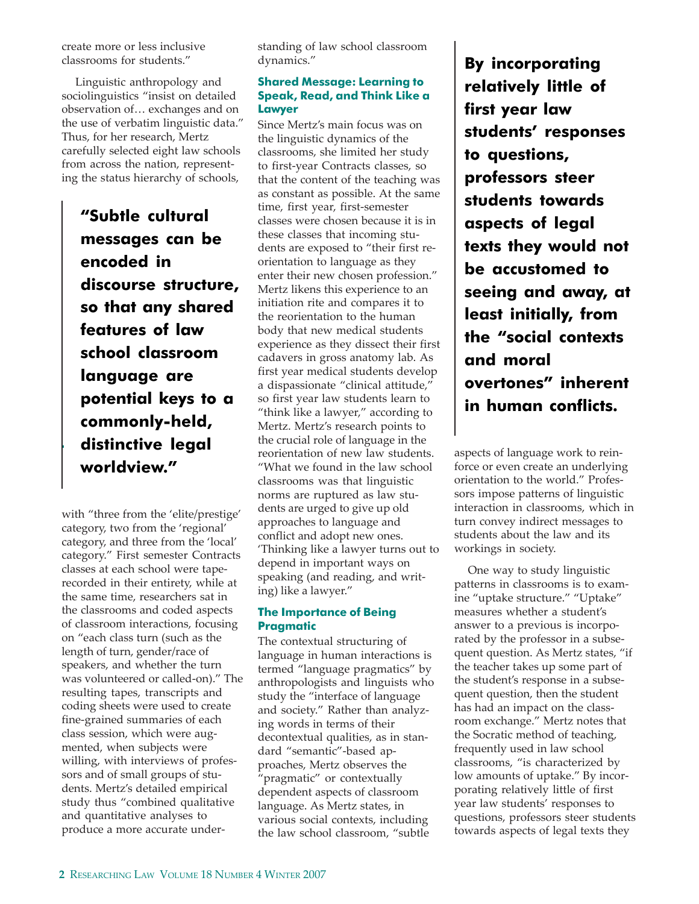create more or less inclusive classrooms for students."

Linguistic anthropology and sociolinguistics "insist on detailed observation of… exchanges and on the use of verbatim linguistic data." Thus, for her research, Mertz carefully selected eight law schools from across the nation, representing the status hierarchy of schools,

> **"Subtle cultural messages can be encoded in discourse structure, so that any shared features of law school classroom language are potential keys to a commonly-held, distinctive legal worldview."**

with "three from the 'elite/prestige' category, two from the 'regional' category, and three from the 'local' category." First semester Contracts classes at each school were tape-recorded in their entirety, while at the same time, researchers sat in the classrooms and coded aspects of classroom interactions, focusing on "each class turn (such as the length of turn, gender/race of speakers, and whether the turn was volunteered or called-on)." The resulting tapes, transcripts and coding sheets were used to create fine-grained summaries of each class session, which were augmented, when subjects were willing, with interviews of professors and of small groups of students. Mertz's detailed empirical study thus "combined qualitative and quantitative analyses to produce a more accurate understanding of law school classroom dynamics."

### Shared Message: Learning to Speak, Read, and Think Like a Lawyer

Since Mertz's main focus was on the linguistic dynamics of the classrooms, she limited her study to first-year Contracts classes, so that the content of the teaching was as constant as possible. At the same time, first year, first-semester classes were chosen because it is in these classes that incoming students are exposed to "their first reorientation to language as they enter their new chosen profession." Mertz likens this experience to an initiation rite and compares it to the reorientation to the human body that new medical students experience as they dissect their first cadavers in gross anatomy lab. As first year medical students develop a dispassionate "clinical attitude," so first year law students learn to "think like a lawyer," according to Mertz. Mertz's research points to the crucial role of language in the reorientation of new law students. "What we found in the law school classrooms was that linguistic norms are ruptured as law students are urged to give up old approaches to language and conflict and adopt new ones. 'Thinking like a lawyer turns out to depend in important ways on speaking (and reading, and writing) like a lawyer."

### The Importance of Being Pragmatic

The contextual structuring of language in human interactions is termed "language pragmatics" by anthropologists and linguists who study the "interface of language and society." Rather than analyzing words in terms of their decontextual qualities, as in standard "semantic"-based approaches, Mertz observes the "pragmatic" or contextually dependent aspects of classroom language. As Mertz states, in various social contexts, including the law school classroom, "subtle aspects of language work to reinforce or even create an underlying orientation to the world." Professors impose patterns of linguistic interaction in classrooms, which in turn convey indirect messages to students about the law and its workings in society.

> **By incorporating relatively little of first year law students' responses to questions, professors steer students towards aspects of legal texts they would not be accustomed to seeing and away, at least initially, from the "social contexts and moral overtones" inherent in human conflicts.**

One way to study linguistic patterns in classrooms is to examine "uptake structure." "Uptake" measures whether a student's answer to a previous is incorporated by the professor in a subsequent question. As Mertz states, "if the teacher takes up some part of the student's response in a subsequent question, then the student has had an impact on the classroom exchange." Mertz notes that the Socratic method of teaching, frequently used in law school classrooms, "is characterized by low amounts of uptake." By incorporating relatively little of first year law students' responses to questions, professors steer students towards aspects of legal texts they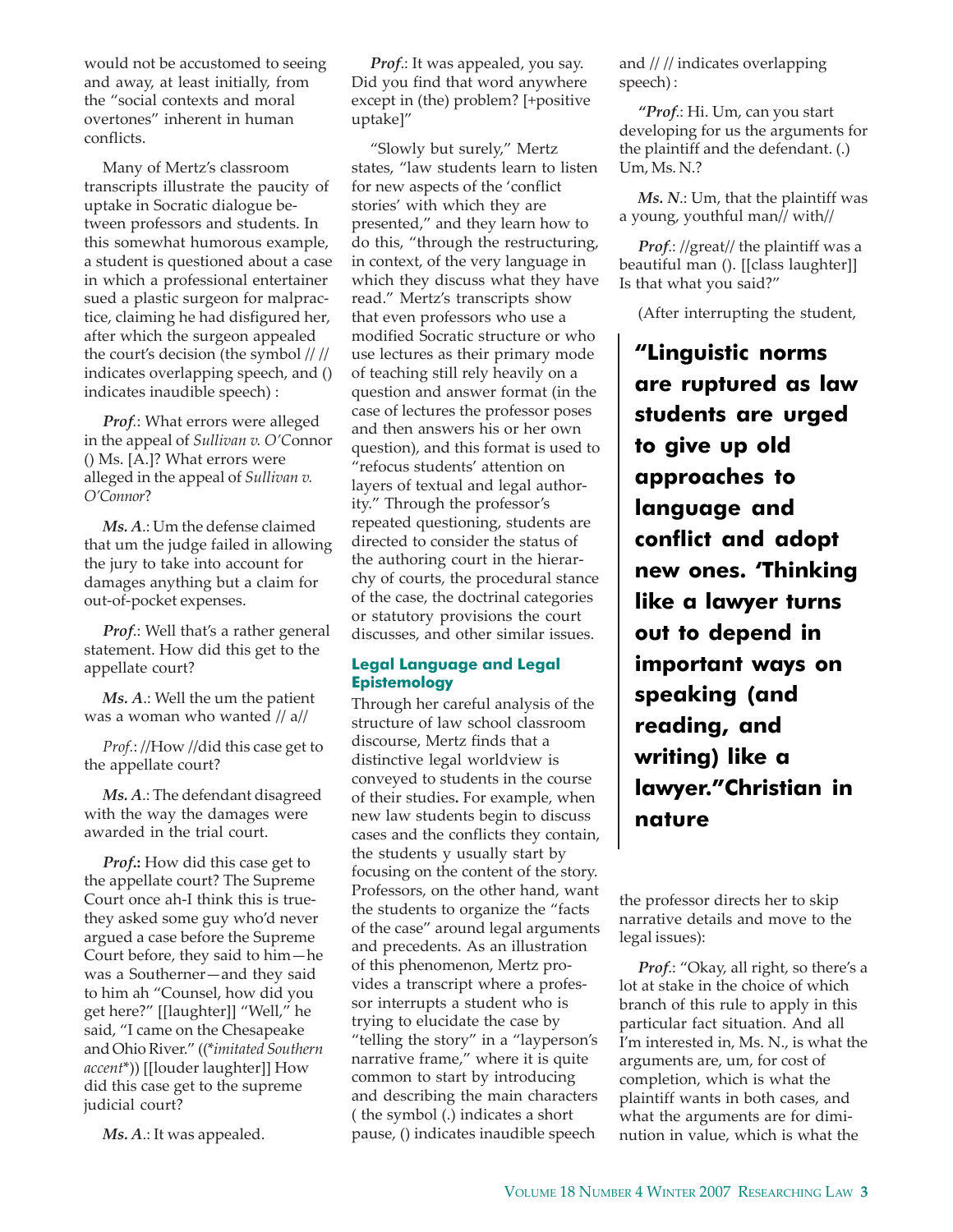would not be accustomed to seeing and away, at least initially, from the "social contexts and moral overtones" inherent in human conflicts.

Many of Mertz's classroom transcripts illustrate the paucity of uptake in Socratic dialogue between professors and students. In this somewhat humorous example, a student is questioned about a case in which a professional entertainer sued a plastic surgeon for malpractice, claiming he had disfigured her, after which the surgeon appealed the court's decision (the symbol // // indicates overlapping speech, and () indicates inaudible speech) :

***Prof***.: What errors were alleged in the appeal of *Sullivan v. O'*Connor () Ms. [A.]? What errors were alleged in the appeal of *Sullivan v. O'Connor*?

***Ms. A***.: Um the defense claimed that um the judge failed in allowing the jury to take into account for damages anything but a claim for out-of-pocket expenses.

***Prof***.: Well that's a rather general statement. How did this get to the appellate court?

***Ms. A***.: Well the um the patient was a woman who wanted // a//

*Prof*.: //How //did this case get to the appellate court?

***Ms. A***.: The defendant disagreed with the way the damages were awarded in the trial court.

***Prof*.:** How did this case get to the appellate court? The Supreme Court once ah-I think this is true-they asked some guy who'd never argued a case before the Supreme Court before, they said to him—he was a Southerner—and they said to him ah "Counsel, how did you get here?" [[laughter]] "Well," he said, "I came on the Chesapeake and Ohio River." ((*imitated Southern accent*)) [[louder laughter]] How did this case get to the supreme judicial court?

***Ms. A***.: It was appealed.

***Prof***.: It was appealed, you say. Did you find that word anywhere except in (the) problem? [+positive uptake]"

"Slowly but surely," Mertz states, "law students learn to listen for new aspects of the 'conflict stories' with which they are presented," and they learn how to do this, "through the restructuring, in context, of the very language in which they discuss what they have read." Mertz's transcripts show that even professors who use a modified Socratic structure or who use lectures as their primary mode of teaching still rely heavily on a question and answer format (in the case of lectures the professor poses and then answers his or her own question), and this format is used to "refocus students' attention on layers of textual and legal authority." Through the professor's repeated questioning, students are directed to consider the status of the authoring court in the hierarchy of courts, the procedural stance of the case, the doctrinal categories or statutory provisions the court discusses, and other similar issues.

### Legal Language and Legal Epistemology

Through her careful analysis of the structure of law school classroom discourse, Mertz finds that a distinctive legal worldview is conveyed to students in the course of their studies**.** For example, when new law students begin to discuss cases and the conflicts they contain, the students y usually start by focusing on the content of the story. Professors, on the other hand, want the students to organize the "facts of the case" around legal arguments and precedents. As an illustration of this phenomenon, Mertz provides a transcript where a professor interrupts a student who is trying to elucidate the case by "telling the story" in a "layperson's narrative frame," where it is quite common to start by introducing and describing the main characters ( the symbol (.) indicates a short pause, () indicates inaudible speech and // // indicates overlapping speech) :

"***Prof***.: Hi. Um, can you start developing for us the arguments for the plaintiff and the defendant. (.) Um, Ms. N.?

***Ms. N***.: Um, that the plaintiff was a young, youthful man// with//

***Prof***.: //great// the plaintiff was a beautiful man (). [[class laughter]] Is that what you said?"

(After interrupting the student, the professor directs her to skip narrative details and move to the legal issues):

***Prof***.: "Okay, all right, so there's a lot at stake in the choice of which branch of this rule to apply in this particular fact situation. And all I'm interested in, Ms. N., is what the arguments are, um, for cost of completion, which is what the plaintiff wants in both cases, and what the arguments are for diminution in value, which is what the

> **"Linguistic norms are ruptured as law students are urged to give up old approaches to language and conflict and adopt new ones. 'Thinking like a lawyer turns out to depend in important ways on speaking (and reading, and writing) like a lawyer."Christian in nature**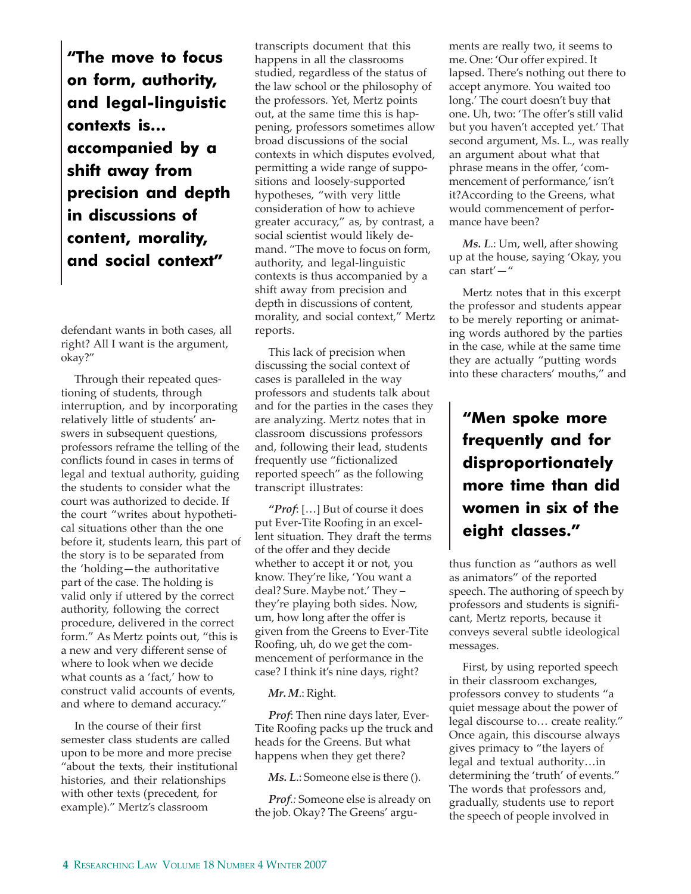> **"The move to focus on form, authority, and legal-linguistic contexts is… accompanied by a shift away from precision and depth in discussions of content, morality, and social context"**

defendant wants in both cases, all right? All I want is the argument, okay?"

Through their repeated questioning of students, through interruption, and by incorporating relatively little of students' answers in subsequent questions, professors reframe the telling of the conflicts found in cases in terms of legal and textual authority, guiding the students to consider what the court was authorized to decide. If the court "writes about hypothetical situations other than the one before it, students learn, this part of the story is to be separated from the 'holding—the authoritative part of the case. The holding is valid only if uttered by the correct authority, following the correct procedure, delivered in the correct form." As Mertz points out, "this is a new and very different sense of where to look when we decide what counts as a 'fact,' how to construct valid accounts of events, and where to demand accuracy."

In the course of their first semester class students are called upon to be more and more precise "about the texts, their institutional histories, and their relationships with other texts (precedent, for example)." Mertz's classroom transcripts document that this happens in all the classrooms studied, regardless of the status of the law school or the philosophy of the professors. Yet, Mertz points out, at the same time this is happening, professors sometimes allow broad discussions of the social contexts in which disputes evolved, permitting a wide range of suppositions and loosely-supported hypotheses, "with very little consideration of how to achieve greater accuracy," as, by contrast, a social scientist would likely demand. "The move to focus on form, authority, and legal-linguistic contexts is thus accompanied by a shift away from precision and depth in discussions of content, morality, and social context," Mertz reports.

This lack of precision when discussing the social context of cases is paralleled in the way professors and students talk about and for the parties in the cases they are analyzing. Mertz notes that in classroom discussions professors and, following their lead, students frequently use "fictionalized reported speech" as the following transcript illustrates:

"***Prof***: […] But of course it does put Ever-Tite Roofing in an excellent situation. They draft the terms of the offer and they decide whether to accept it or not, you know. They're like, 'You want a deal? Sure. Maybe not.' They – they're playing both sides. Now, um, how long after the offer is given from the Greens to Ever-Tite Roofing, uh, do we get the commencement of performance in the case? I think it's nine days, right?

***Mr. M.***: Right.

***Prof***: Then nine days later, Ever-Tite Roofing packs up the truck and heads for the Greens. But what happens when they get there?

***Ms. L.***: Someone else is there ().

***Prof.***: Someone else is already on the job. Okay? The Greens' arguments are really two, it seems to me. One: 'Our offer expired. It lapsed. There's nothing out there to accept anymore. You waited too long.' The court doesn't buy that one. Uh, two: 'The offer's still valid but you haven't accepted yet.' That second argument, Ms. L., was really an argument about what that phrase means in the offer, 'commencement of performance,' isn't it?According to the Greens, what would commencement of performance have been?

***Ms. L.***: Um, well, after showing up at the house, saying 'Okay, you can start'—"

Mertz notes that in this excerpt the professor and students appear to be merely reporting or animating words authored by the parties in the case, while at the same time they are actually "putting words into these characters' mouths," and thus function as "authors as well as animators" of the reported speech. The authoring of speech by professors and students is significant, Mertz reports, because it conveys several subtle ideological messages.

> **"Men spoke more frequently and for disproportionately more time than did women in six of the eight classes."**

First, by using reported speech in their classroom exchanges, professors convey to students "a quiet message about the power of legal discourse to… create reality." Once again, this discourse always gives primacy to "the layers of legal and textual authority…in determining the 'truth' of events." The words that professors and, gradually, students use to report the speech of people involved in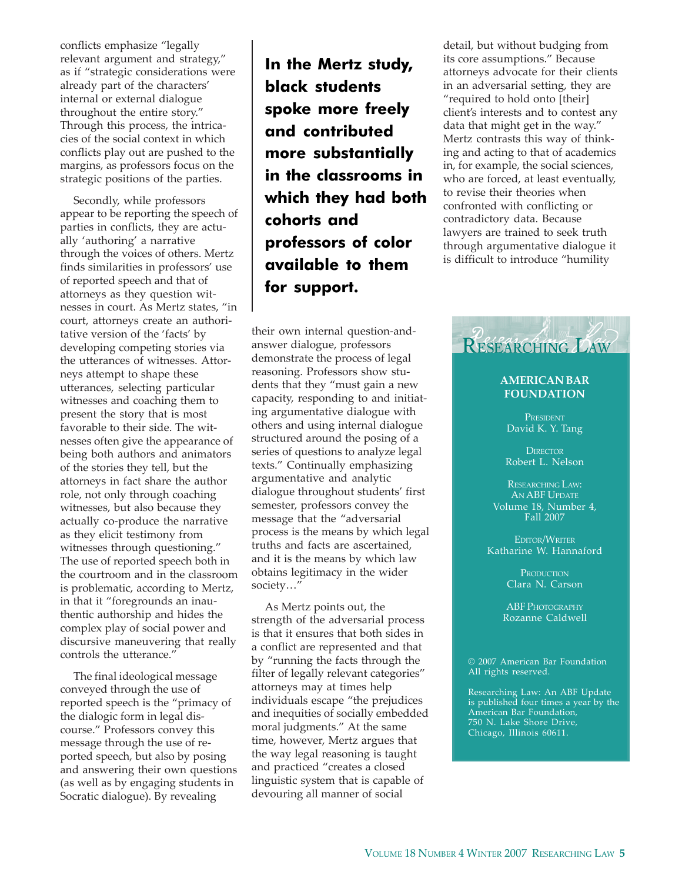conflicts emphasize "legally relevant argument and strategy," as if "strategic considerations were already part of the characters' internal or external dialogue throughout the entire story." Through this process, the intricacies of the social context in which conflicts play out are pushed to the margins, as professors focus on the strategic positions of the parties.

Secondly, while professors appear to be reporting the speech of parties in conflicts, they are actually 'authoring' a narrative through the voices of others. Mertz finds similarities in professors' use of reported speech and that of attorneys as they question witnesses in court. As Mertz states, "in court, attorneys create an authoritative version of the 'facts' by developing competing stories via the utterances of witnesses. Attorneys attempt to shape these utterances, selecting particular witnesses and coaching them to present the story that is most favorable to their side. The witnesses often give the appearance of being both authors and animators of the stories they tell, but the attorneys in fact share the author role, not only through coaching witnesses, but also because they actually co-produce the narrative as they elicit testimony from witnesses through questioning." The use of reported speech both in the courtroom and in the classroom is problematic, according to Mertz, in that it "foregrounds an inauthentic authorship and hides the complex play of social power and discursive maneuvering that really controls the utterance."

The final ideological message conveyed through the use of reported speech is the "primacy of the dialogic form in legal discourse." Professors convey this message through the use of reported speech, but also by posing and answering their own questions (as well as by engaging students in Socratic dialogue). By revealing their own internal question-and-answer dialogue, professors demonstrate the process of legal reasoning. Professors show students that they "must gain a new capacity, responding to and initiating argumentative dialogue with others and using internal dialogue structured around the posing of a series of questions to analyze legal texts." Continually emphasizing argumentative and analytic dialogue throughout students' first semester, professors convey the message that the "adversarial process is the means by which legal truths and facts are ascertained, and it is the means by which law obtains legitimacy in the wider society…"

**In the Mertz study, black students spoke more freely and contributed more substantially in the classrooms in which they had both cohorts and professors of color available to them for support.**

As Mertz points out, the strength of the adversarial process is that it ensures that both sides in a conflict are represented and that by "running the facts through the filter of legally relevant categories" attorneys may at times help individuals escape "the prejudices and inequities of socially embedded moral judgments." At the same time, however, Mertz argues that the way legal reasoning is taught and practiced "creates a closed linguistic system that is capable of devouring all manner of social detail, but without budging from its core assumptions." Because attorneys advocate for their clients in an adversarial setting, they are "required to hold onto [their] client's interests and to contest any data that might get in the way." Mertz contrasts this way of thinking and acting to that of academics in, for example, the social sciences, who are forced, at least eventually, to revise their theories when confronted with conflicting or contradictory data. Because lawyers are trained to seek truth through argumentative dialogue it is difficult to introduce "humility

---

**RESEARCHING LAW**

**AMERICAN BAR FOUNDATION**

PRESIDENT
David K. Y. Tang

DIRECTOR
Robert L. Nelson

RESEARCHING LAW: AN ABF UPDATE
Volume 18, Number 4, Fall 2007

EDITOR/WRITER
Katharine W. Hannaford

PRODUCTION
Clara N. Carson

ABF PHOTOGRAPHY
Rozanne Caldwell

© 2007 American Bar Foundation
All rights reserved.

Researching Law: An ABF Update is published four times a year by the American Bar Foundation, 750 N. Lake Shore Drive, Chicago, Illinois 60611.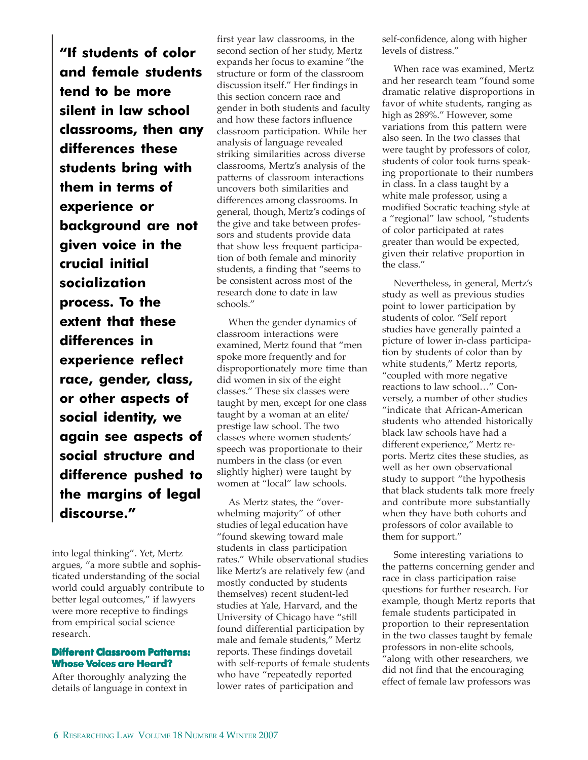**"If students of color and female students tend to be more silent in law school classrooms, then any differences these students bring with them in terms of experience or background are not given voice in the crucial initial socialization process. To the extent that these differences in experience reflect race, gender, class, or other aspects of social identity, we again see aspects of social structure and difference pushed to the margins of legal discourse."**

into legal thinking". Yet, Mertz argues, "a more subtle and sophisticated understanding of the social world could arguably contribute to better legal outcomes," if lawyers were more receptive to findings from empirical social science research.

### Different Classroom Patterns: Whose Voices are Heard?

After thoroughly analyzing the details of language in context in first year law classrooms, in the second section of her study, Mertz expands her focus to examine "the structure or form of the classroom discussion itself." Her findings in this section concern race and gender in both students and faculty and how these factors influence classroom participation. While her analysis of language revealed striking similarities across diverse classrooms, Mertz's analysis of the patterns of classroom interactions uncovers both similarities and differences among classrooms. In general, though, Mertz's codings of the give and take between professors and students provide data that show less frequent participation of both female and minority students, a finding that "seems to be consistent across most of the research done to date in law schools."

When the gender dynamics of classroom interactions were examined, Mertz found that "men spoke more frequently and for disproportionately more time than did women in six of the eight classes." These six classes were taught by men, except for one class taught by a woman at an elite/prestige law school. The two classes where women students' speech was proportionate to their numbers in the class (or even slightly higher) were taught by women at "local" law schools.

As Mertz states, the "overwhelming majority" of other studies of legal education have "found skewing toward male students in class participation rates." While observational studies like Mertz's are relatively few (and mostly conducted by students themselves) recent student-led studies at Yale, Harvard, and the University of Chicago have "still found differential participation by male and female students," Mertz reports. These findings dovetail with self-reports of female students who have "repeatedly reported lower rates of participation and self-confidence, along with higher levels of distress."

When race was examined, Mertz and her research team "found some dramatic relative disproportions in favor of white students, ranging as high as 289%." However, some variations from this pattern were also seen. In the two classes that were taught by professors of color, students of color took turns speaking proportionate to their numbers in class. In a class taught by a white male professor, using a modified Socratic teaching style at a "regional" law school, "students of color participated at rates greater than would be expected, given their relative proportion in the class."

Nevertheless, in general, Mertz's study as well as previous studies point to lower participation by students of color. "Self report studies have generally painted a picture of lower in-class participation by students of color than by white students," Mertz reports, "coupled with more negative reactions to law school…" Conversely, a number of other studies "indicate that African-American students who attended historically black law schools have had a different experience," Mertz reports. Mertz cites these studies, as well as her own observational study to support "the hypothesis that black students talk more freely and contribute more substantially when they have both cohorts and professors of color available to them for support."

Some interesting variations to the patterns concerning gender and race in class participation raise questions for further research. For example, though Mertz reports that female students participated in proportion to their representation in the two classes taught by female professors in non-elite schools, "along with other researchers, we did not find that the encouraging effect of female law professors was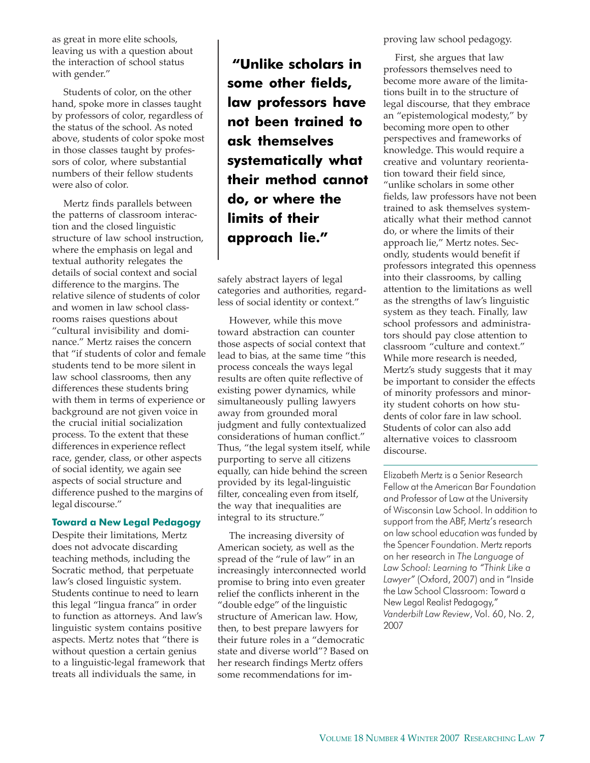as great in more elite schools, leaving us with a question about the interaction of school status with gender."

Students of color, on the other hand, spoke more in classes taught by professors of color, regardless of the status of the school. As noted above, students of color spoke most in those classes taught by professors of color, where substantial numbers of their fellow students were also of color.

Mertz finds parallels between the patterns of classroom interaction and the closed linguistic structure of law school instruction, where the emphasis on legal and textual authority relegates the details of social context and social difference to the margins. The relative silence of students of color and women in law school classrooms raises questions about "cultural invisibility and dominance." Mertz raises the concern that "if students of color and female students tend to be more silent in law school classrooms, then any differences these students bring with them in terms of experience or background are not given voice in the crucial initial socialization process. To the extent that these differences in experience reflect race, gender, class, or other aspects of social identity, we again see aspects of social structure and difference pushed to the margins of legal discourse."

### Toward a New Legal Pedagogy

Despite their limitations, Mertz does not advocate discarding teaching methods, including the Socratic method, that perpetuate law's closed linguistic system. Students continue to need to learn this legal "lingua franca" in order to function as attorneys. And law's linguistic system contains positive aspects. Mertz notes that "there is without question a certain genius to a linguistic-legal framework that treats all individuals the same, in safely abstract layers of legal categories and authorities, regardless of social identity or context."

> **"Unlike scholars in some other fields, law professors have not been trained to ask themselves systematically what their method cannot do, or where the limits of their approach lie."**

However, while this move toward abstraction can counter those aspects of social context that lead to bias, at the same time "this process conceals the ways legal results are often quite reflective of existing power dynamics, while simultaneously pulling lawyers away from grounded moral judgment and fully contextualized considerations of human conflict." Thus, "the legal system itself, while purporting to serve all citizens equally, can hide behind the screen provided by its legal-linguistic filter, concealing even from itself, the way that inequalities are integral to its structure."

The increasing diversity of American society, as well as the spread of the "rule of law" in an increasingly interconnected world promise to bring into even greater relief the conflicts inherent in the "double edge" of the linguistic structure of American law. How, then, to best prepare lawyers for their future roles in a "democratic state and diverse world"? Based on her research findings Mertz offers some recommendations for improving law school pedagogy.

First, she argues that law professors themselves need to become more aware of the limitations built in to the structure of legal discourse, that they embrace an "epistemological modesty," by becoming more open to other perspectives and frameworks of knowledge. This would require a creative and voluntary reorientation toward their field since, "unlike scholars in some other fields, law professors have not been trained to ask themselves systematically what their method cannot do, or where the limits of their approach lie," Mertz notes. Secondly, students would benefit if professors integrated this openness into their classrooms, by calling attention to the limitations as well as the strengths of law's linguistic system as they teach. Finally, law school professors and administrators should pay close attention to classroom "culture and context." While more research is needed, Mertz's study suggests that it may be important to consider the effects of minority professors and minority student cohorts on how students of color fare in law school. Students of color can also add alternative voices to classroom discourse.

---

Elizabeth Mertz is a Senior Research Fellow at the American Bar Foundation and Professor of Law at the University of Wisconsin Law School. In addition to support from the ABF, Mertz's research on law school education was funded by the Spencer Foundation. Mertz reports on her research in *The Language of Law School: Learning to "Think Like a Lawyer"* (Oxford, 2007) and in "Inside the Law School Classroom: Toward a New Legal Realist Pedagogy," *Vanderbilt Law Review*, Vol. 60, No. 2, 2007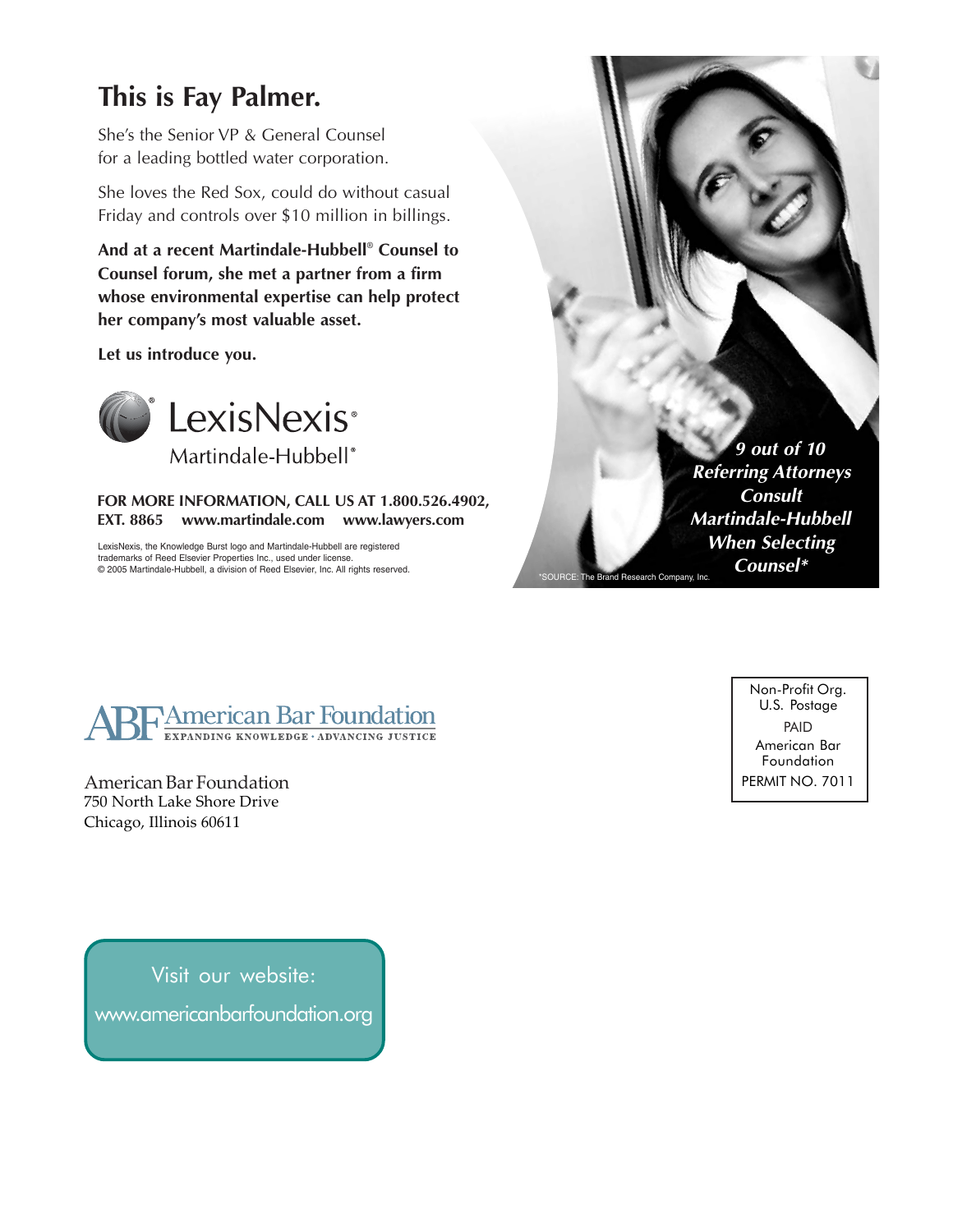# This is Fay Palmer.

She's the Senior VP & General Counsel for a leading bottled water corporation.

She loves the Red Sox, could do without casual Friday and controls over $10 million in billings.

**And at a recent Martindale-Hubbell® Counsel to Counsel forum, she met a partner from a firm whose environmental expertise can help protect her company's most valuable asset.**

**Let us introduce you.**

LexisNexis®
Martindale-Hubbell®

**FOR MORE INFORMATION, CALL US AT 1.800.526.4902, EXT. 8865 www.martindale.com www.lawyers.com**

LexisNexis, the Knowledge Burst logo and Martindale-Hubbell are registered trademarks of Reed Elsevier Properties Inc., used under license.
© 2005 Martindale-Hubbell, a division of Reed Elsevier, Inc. All rights reserved.

***9 out of 10 Referring Attorneys Consult Martindale-Hubbell When Selecting Counsel****

*SOURCE: The Brand Research Company, Inc.

ABF American Bar Foundation
EXPANDING KNOWLEDGE · ADVANCING JUSTICE

American Bar Foundation
750 North Lake Shore Drive
Chicago, Illinois 60611

Non-Profit Org.
U.S. Postage
PAID
American Bar Foundation
PERMIT NO. 7011

Visit our website:
www.americanbarfoundation.org